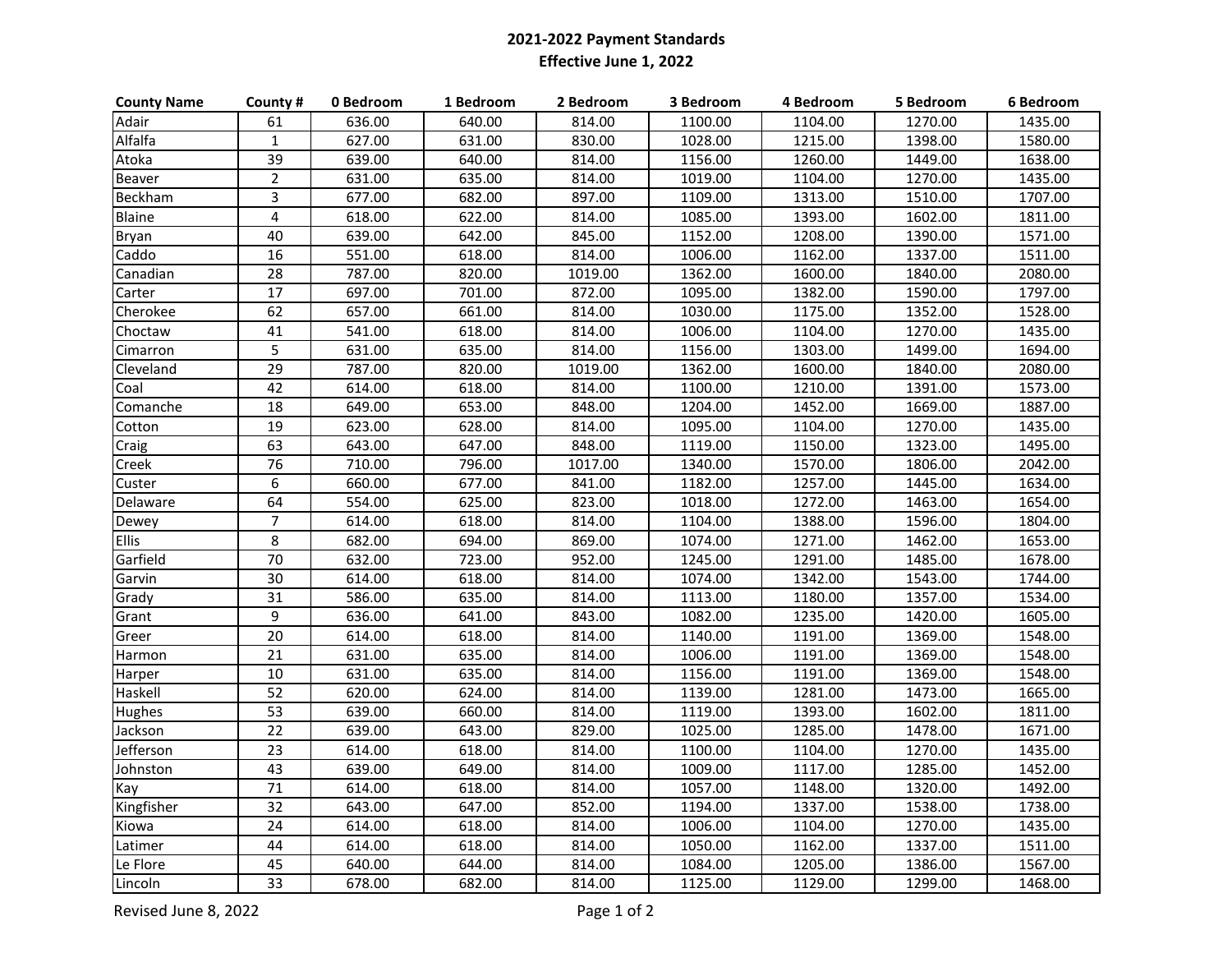# 2021-2022 Payment Standards

## Effective June 1, 2022

| County Name | County # | 0 Bedroom | 1 Bedroom | 2 Bedroom | 3 Bedroom | 4 Bedroom | 5 Bedroom | 6 Bedroom |
|---|---|---|---|---|---|---|---|---|
| Adair | 61 | 636.00 | 640.00 | 814.00 | 1100.00 | 1104.00 | 1270.00 | 1435.00 |
| Alfalfa | 1 | 627.00 | 631.00 | 830.00 | 1028.00 | 1215.00 | 1398.00 | 1580.00 |
| Atoka | 39 | 639.00 | 640.00 | 814.00 | 1156.00 | 1260.00 | 1449.00 | 1638.00 |
| Beaver | 2 | 631.00 | 635.00 | 814.00 | 1019.00 | 1104.00 | 1270.00 | 1435.00 |
| Beckham | 3 | 677.00 | 682.00 | 897.00 | 1109.00 | 1313.00 | 1510.00 | 1707.00 |
| Blaine | 4 | 618.00 | 622.00 | 814.00 | 1085.00 | 1393.00 | 1602.00 | 1811.00 |
| Bryan | 40 | 639.00 | 642.00 | 845.00 | 1152.00 | 1208.00 | 1390.00 | 1571.00 |
| Caddo | 16 | 551.00 | 618.00 | 814.00 | 1006.00 | 1162.00 | 1337.00 | 1511.00 |
| Canadian | 28 | 787.00 | 820.00 | 1019.00 | 1362.00 | 1600.00 | 1840.00 | 2080.00 |
| Carter | 17 | 697.00 | 701.00 | 872.00 | 1095.00 | 1382.00 | 1590.00 | 1797.00 |
| Cherokee | 62 | 657.00 | 661.00 | 814.00 | 1030.00 | 1175.00 | 1352.00 | 1528.00 |
| Choctaw | 41 | 541.00 | 618.00 | 814.00 | 1006.00 | 1104.00 | 1270.00 | 1435.00 |
| Cimarron | 5 | 631.00 | 635.00 | 814.00 | 1156.00 | 1303.00 | 1499.00 | 1694.00 |
| Cleveland | 29 | 787.00 | 820.00 | 1019.00 | 1362.00 | 1600.00 | 1840.00 | 2080.00 |
| Coal | 42 | 614.00 | 618.00 | 814.00 | 1100.00 | 1210.00 | 1391.00 | 1573.00 |
| Comanche | 18 | 649.00 | 653.00 | 848.00 | 1204.00 | 1452.00 | 1669.00 | 1887.00 |
| Cotton | 19 | 623.00 | 628.00 | 814.00 | 1095.00 | 1104.00 | 1270.00 | 1435.00 |
| Craig | 63 | 643.00 | 647.00 | 848.00 | 1119.00 | 1150.00 | 1323.00 | 1495.00 |
| Creek | 76 | 710.00 | 796.00 | 1017.00 | 1340.00 | 1570.00 | 1806.00 | 2042.00 |
| Custer | 6 | 660.00 | 677.00 | 841.00 | 1182.00 | 1257.00 | 1445.00 | 1634.00 |
| Delaware | 64 | 554.00 | 625.00 | 823.00 | 1018.00 | 1272.00 | 1463.00 | 1654.00 |
| Dewey | 7 | 614.00 | 618.00 | 814.00 | 1104.00 | 1388.00 | 1596.00 | 1804.00 |
| Ellis | 8 | 682.00 | 694.00 | 869.00 | 1074.00 | 1271.00 | 1462.00 | 1653.00 |
| Garfield | 70 | 632.00 | 723.00 | 952.00 | 1245.00 | 1291.00 | 1485.00 | 1678.00 |
| Garvin | 30 | 614.00 | 618.00 | 814.00 | 1074.00 | 1342.00 | 1543.00 | 1744.00 |
| Grady | 31 | 586.00 | 635.00 | 814.00 | 1113.00 | 1180.00 | 1357.00 | 1534.00 |
| Grant | 9 | 636.00 | 641.00 | 843.00 | 1082.00 | 1235.00 | 1420.00 | 1605.00 |
| Greer | 20 | 614.00 | 618.00 | 814.00 | 1140.00 | 1191.00 | 1369.00 | 1548.00 |
| Harmon | 21 | 631.00 | 635.00 | 814.00 | 1006.00 | 1191.00 | 1369.00 | 1548.00 |
| Harper | 10 | 631.00 | 635.00 | 814.00 | 1156.00 | 1191.00 | 1369.00 | 1548.00 |
| Haskell | 52 | 620.00 | 624.00 | 814.00 | 1139.00 | 1281.00 | 1473.00 | 1665.00 |
| Hughes | 53 | 639.00 | 660.00 | 814.00 | 1119.00 | 1393.00 | 1602.00 | 1811.00 |
| Jackson | 22 | 639.00 | 643.00 | 829.00 | 1025.00 | 1285.00 | 1478.00 | 1671.00 |
| Jefferson | 23 | 614.00 | 618.00 | 814.00 | 1100.00 | 1104.00 | 1270.00 | 1435.00 |
| Johnston | 43 | 639.00 | 649.00 | 814.00 | 1009.00 | 1117.00 | 1285.00 | 1452.00 |
| Kay | 71 | 614.00 | 618.00 | 814.00 | 1057.00 | 1148.00 | 1320.00 | 1492.00 |
| Kingfisher | 32 | 643.00 | 647.00 | 852.00 | 1194.00 | 1337.00 | 1538.00 | 1738.00 |
| Kiowa | 24 | 614.00 | 618.00 | 814.00 | 1006.00 | 1104.00 | 1270.00 | 1435.00 |
| Latimer | 44 | 614.00 | 618.00 | 814.00 | 1050.00 | 1162.00 | 1337.00 | 1511.00 |
| Le Flore | 45 | 640.00 | 644.00 | 814.00 | 1084.00 | 1205.00 | 1386.00 | 1567.00 |
| Lincoln | 33 | 678.00 | 682.00 | 814.00 | 1125.00 | 1129.00 | 1299.00 | 1468.00 |

Revised June 8, 2022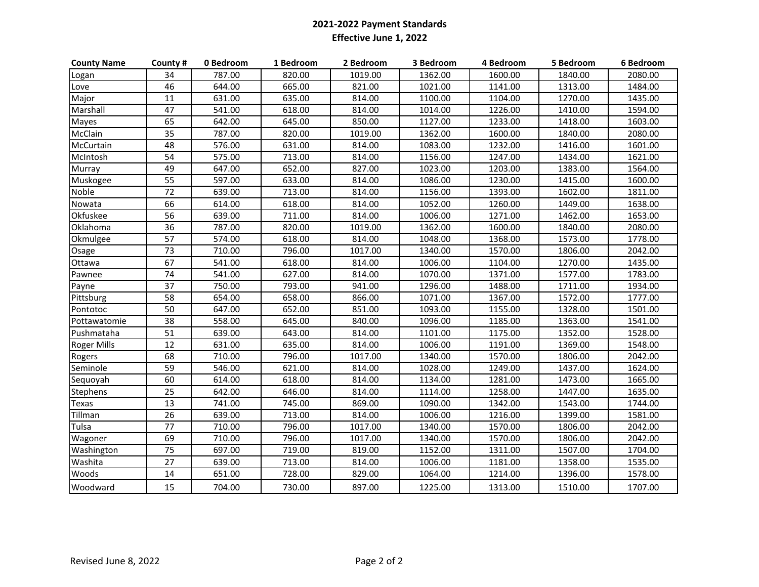**2021-2022 Payment Standards**

**Effective June 1, 2022**

| County Name | County # | 0 Bedroom | 1 Bedroom | 2 Bedroom | 3 Bedroom | 4 Bedroom | 5 Bedroom | 6 Bedroom |
|---|---|---|---|---|---|---|---|---|
| Logan | 34 | 787.00 | 820.00 | 1019.00 | 1362.00 | 1600.00 | 1840.00 | 2080.00 |
| Love | 46 | 644.00 | 665.00 | 821.00 | 1021.00 | 1141.00 | 1313.00 | 1484.00 |
| Major | 11 | 631.00 | 635.00 | 814.00 | 1100.00 | 1104.00 | 1270.00 | 1435.00 |
| Marshall | 47 | 541.00 | 618.00 | 814.00 | 1014.00 | 1226.00 | 1410.00 | 1594.00 |
| Mayes | 65 | 642.00 | 645.00 | 850.00 | 1127.00 | 1233.00 | 1418.00 | 1603.00 |
| McClain | 35 | 787.00 | 820.00 | 1019.00 | 1362.00 | 1600.00 | 1840.00 | 2080.00 |
| McCurtain | 48 | 576.00 | 631.00 | 814.00 | 1083.00 | 1232.00 | 1416.00 | 1601.00 |
| McIntosh | 54 | 575.00 | 713.00 | 814.00 | 1156.00 | 1247.00 | 1434.00 | 1621.00 |
| Murray | 49 | 647.00 | 652.00 | 827.00 | 1023.00 | 1203.00 | 1383.00 | 1564.00 |
| Muskogee | 55 | 597.00 | 633.00 | 814.00 | 1086.00 | 1230.00 | 1415.00 | 1600.00 |
| Noble | 72 | 639.00 | 713.00 | 814.00 | 1156.00 | 1393.00 | 1602.00 | 1811.00 |
| Nowata | 66 | 614.00 | 618.00 | 814.00 | 1052.00 | 1260.00 | 1449.00 | 1638.00 |
| Okfuskee | 56 | 639.00 | 711.00 | 814.00 | 1006.00 | 1271.00 | 1462.00 | 1653.00 |
| Oklahoma | 36 | 787.00 | 820.00 | 1019.00 | 1362.00 | 1600.00 | 1840.00 | 2080.00 |
| Okmulgee | 57 | 574.00 | 618.00 | 814.00 | 1048.00 | 1368.00 | 1573.00 | 1778.00 |
| Osage | 73 | 710.00 | 796.00 | 1017.00 | 1340.00 | 1570.00 | 1806.00 | 2042.00 |
| Ottawa | 67 | 541.00 | 618.00 | 814.00 | 1006.00 | 1104.00 | 1270.00 | 1435.00 |
| Pawnee | 74 | 541.00 | 627.00 | 814.00 | 1070.00 | 1371.00 | 1577.00 | 1783.00 |
| Payne | 37 | 750.00 | 793.00 | 941.00 | 1296.00 | 1488.00 | 1711.00 | 1934.00 |
| Pittsburg | 58 | 654.00 | 658.00 | 866.00 | 1071.00 | 1367.00 | 1572.00 | 1777.00 |
| Pontotoc | 50 | 647.00 | 652.00 | 851.00 | 1093.00 | 1155.00 | 1328.00 | 1501.00 |
| Pottawatomie | 38 | 558.00 | 645.00 | 840.00 | 1096.00 | 1185.00 | 1363.00 | 1541.00 |
| Pushmataha | 51 | 639.00 | 643.00 | 814.00 | 1101.00 | 1175.00 | 1352.00 | 1528.00 |
| Roger Mills | 12 | 631.00 | 635.00 | 814.00 | 1006.00 | 1191.00 | 1369.00 | 1548.00 |
| Rogers | 68 | 710.00 | 796.00 | 1017.00 | 1340.00 | 1570.00 | 1806.00 | 2042.00 |
| Seminole | 59 | 546.00 | 621.00 | 814.00 | 1028.00 | 1249.00 | 1437.00 | 1624.00 |
| Sequoyah | 60 | 614.00 | 618.00 | 814.00 | 1134.00 | 1281.00 | 1473.00 | 1665.00 |
| Stephens | 25 | 642.00 | 646.00 | 814.00 | 1114.00 | 1258.00 | 1447.00 | 1635.00 |
| Texas | 13 | 741.00 | 745.00 | 869.00 | 1090.00 | 1342.00 | 1543.00 | 1744.00 |
| Tillman | 26 | 639.00 | 713.00 | 814.00 | 1006.00 | 1216.00 | 1399.00 | 1581.00 |
| Tulsa | 77 | 710.00 | 796.00 | 1017.00 | 1340.00 | 1570.00 | 1806.00 | 2042.00 |
| Wagoner | 69 | 710.00 | 796.00 | 1017.00 | 1340.00 | 1570.00 | 1806.00 | 2042.00 |
| Washington | 75 | 697.00 | 719.00 | 819.00 | 1152.00 | 1311.00 | 1507.00 | 1704.00 |
| Washita | 27 | 639.00 | 713.00 | 814.00 | 1006.00 | 1181.00 | 1358.00 | 1535.00 |
| Woods | 14 | 651.00 | 728.00 | 829.00 | 1064.00 | 1214.00 | 1396.00 | 1578.00 |
| Woodward | 15 | 704.00 | 730.00 | 897.00 | 1225.00 | 1313.00 | 1510.00 | 1707.00 |

Revised June 8, 2022